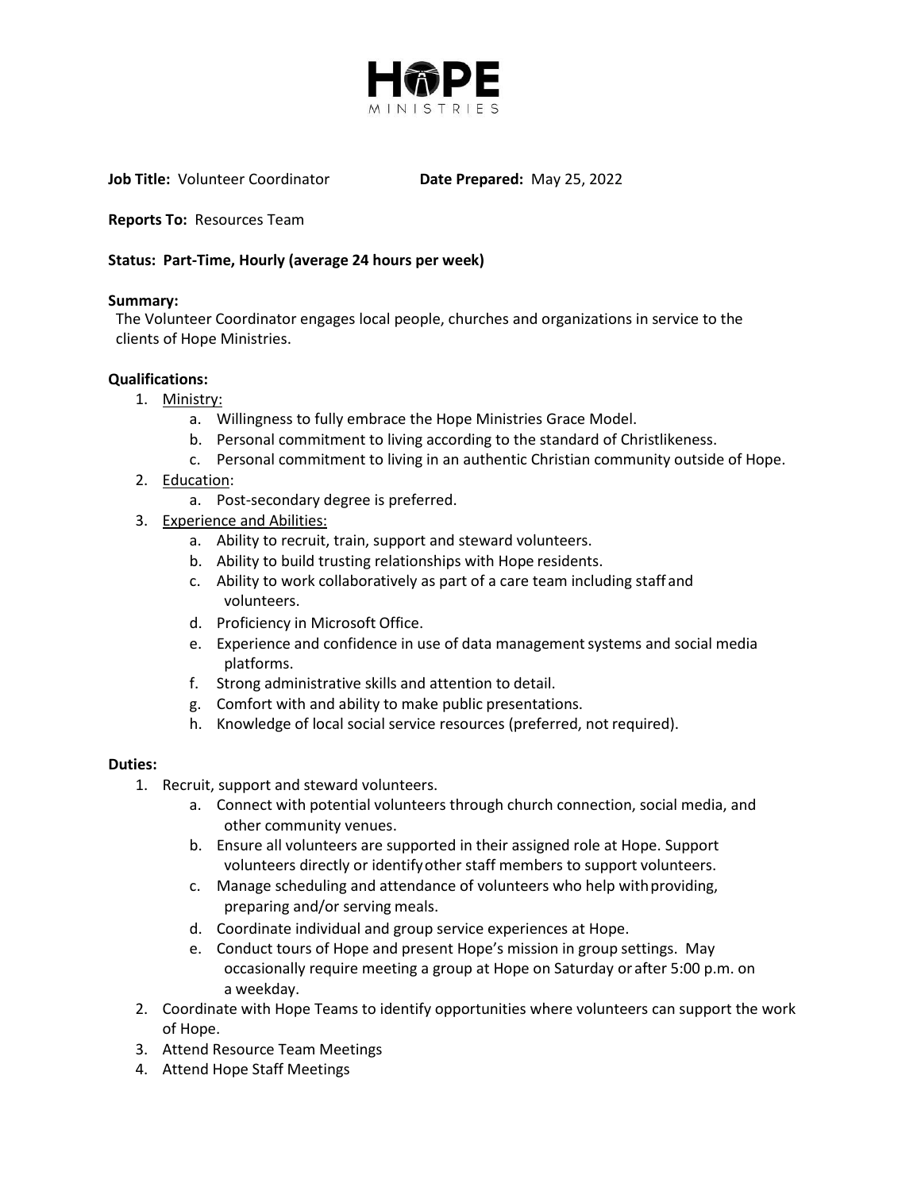# HOPE MINISTRIES

**Job Title:** Volunteer Coordinator **Date Prepared:** May 25, 2022

**Reports To:** Resources Team

**Status: Part-Time, Hourly (average 24 hours per week)**

**Summary:**

The Volunteer Coordinator engages local people, churches and organizations in service to the clients of Hope Ministries.

**Qualifications:**

1. Ministry:
   a. Willingness to fully embrace the Hope Ministries Grace Model.
   b. Personal commitment to living according to the standard of Christlikeness.
   c. Personal commitment to living in an authentic Christian community outside of Hope.
2. Education:
   a. Post-secondary degree is preferred.
3. Experience and Abilities:
   a. Ability to recruit, train, support and steward volunteers.
   b. Ability to build trusting relationships with Hope residents.
   c. Ability to work collaboratively as part of a care team including staff and volunteers.
   d. Proficiency in Microsoft Office.
   e. Experience and confidence in use of data management systems and social media platforms.
   f. Strong administrative skills and attention to detail.
   g. Comfort with and ability to make public presentations.
   h. Knowledge of local social service resources (preferred, not required).

**Duties:**

1. Recruit, support and steward volunteers.
   a. Connect with potential volunteers through church connection, social media, and other community venues.
   b. Ensure all volunteers are supported in their assigned role at Hope. Support volunteers directly or identify other staff members to support volunteers.
   c. Manage scheduling and attendance of volunteers who help with providing, preparing and/or serving meals.
   d. Coordinate individual and group service experiences at Hope.
   e. Conduct tours of Hope and present Hope's mission in group settings. May occasionally require meeting a group at Hope on Saturday or after 5:00 p.m. on a weekday.
2. Coordinate with Hope Teams to identify opportunities where volunteers can support the work of Hope.
3. Attend Resource Team Meetings
4. Attend Hope Staff Meetings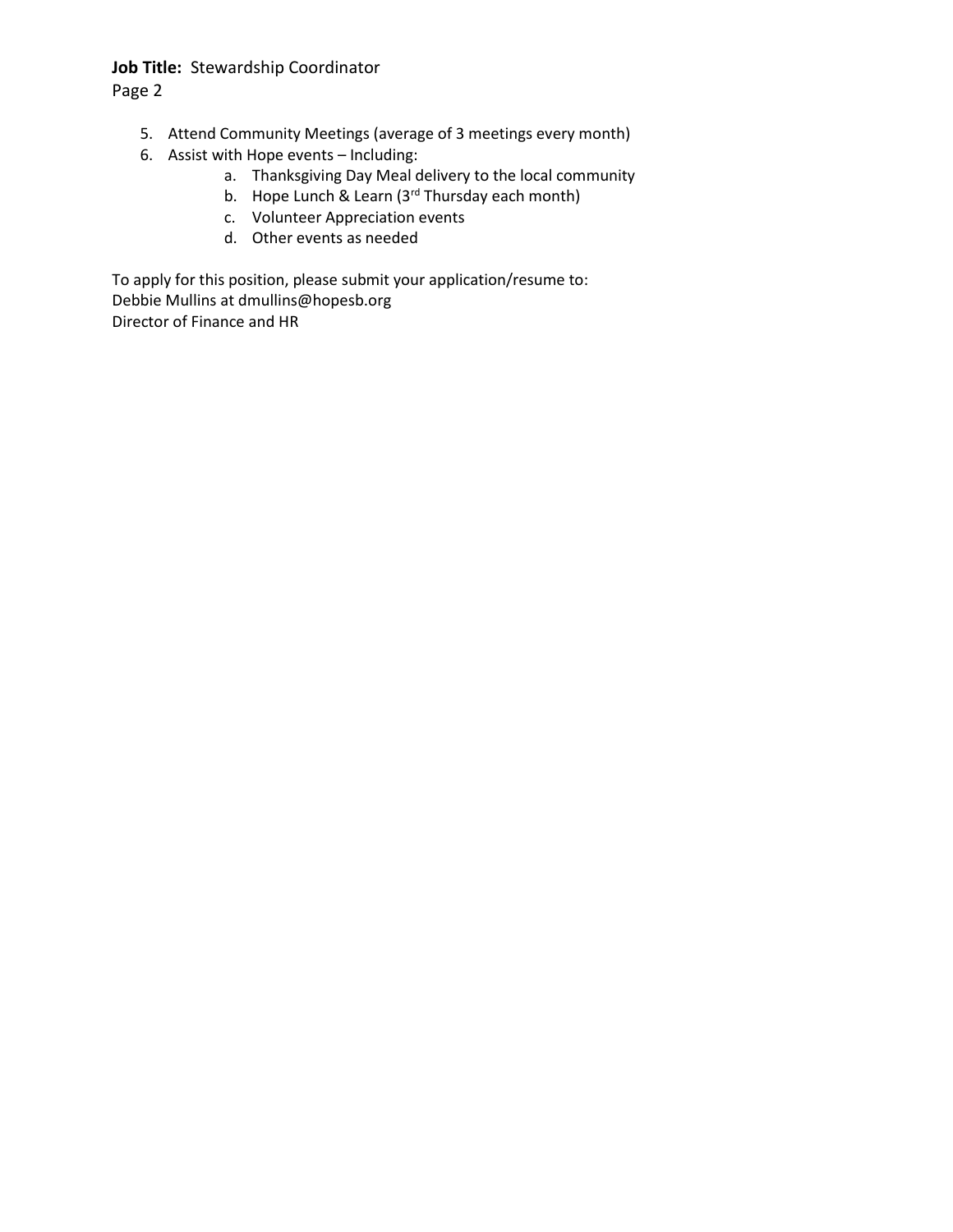**Job Title:** Stewardship Coordinator
Page 2

5. Attend Community Meetings (average of 3 meetings every month)
6. Assist with Hope events – Including:
    a. Thanksgiving Day Meal delivery to the local community
    b. Hope Lunch & Learn (3rd Thursday each month)
    c. Volunteer Appreciation events
    d. Other events as needed

To apply for this position, please submit your application/resume to:
Debbie Mullins at dmullins@hopesb.org
Director of Finance and HR